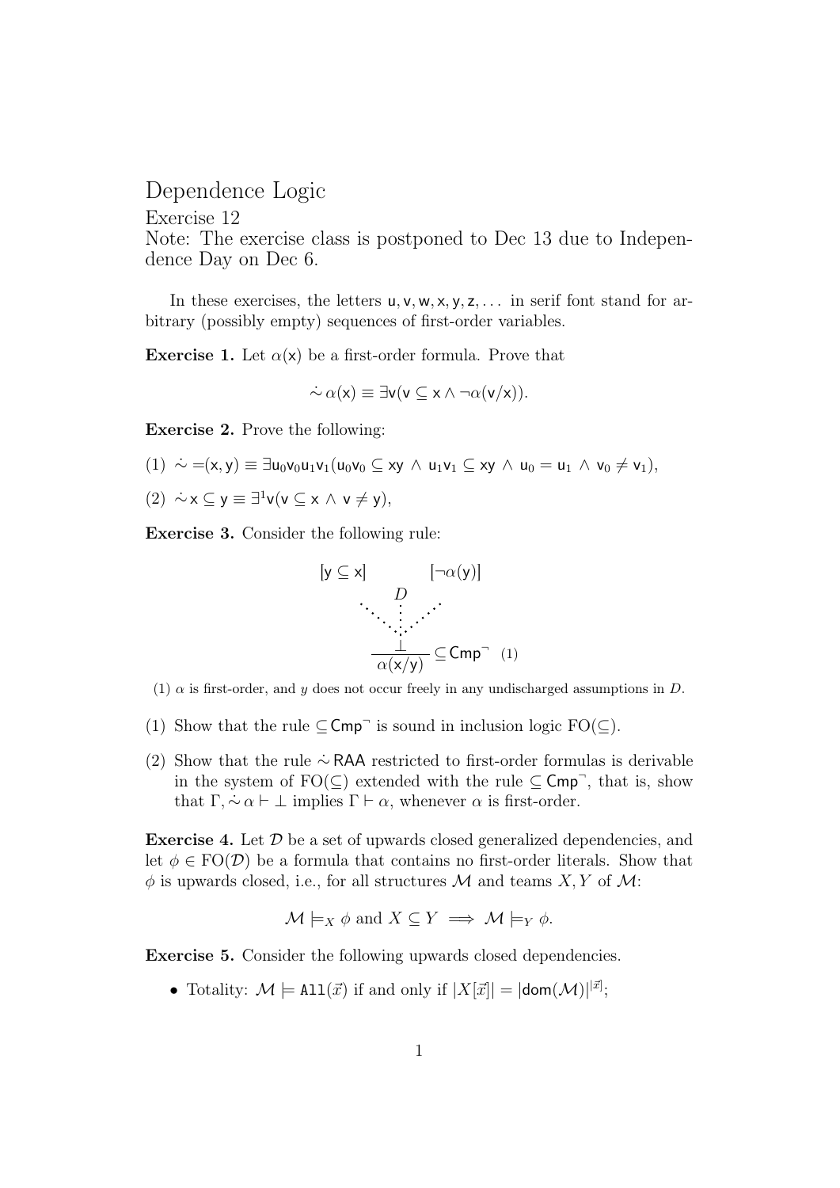# Dependence Logic

Exercise 12

Note: The exercise class is postponed to Dec 13 due to Independence Day on Dec 6.

In these exercises, the letters $\mathsf{u}, \mathsf{v}, \mathsf{w}, \mathsf{x}, \mathsf{y}, \mathsf{z}, \dots$ in serif font stand for arbitrary (possibly empty) sequences of first-order variables.

**Exercise 1.** Let $\alpha(\mathsf{x})$ be a first-order formula. Prove that

$$\dot\sim \alpha(\mathsf{x}) \equiv \exists \mathsf{v}(\mathsf{v} \subseteq \mathsf{x} \wedge \neg\alpha(\mathsf{v}/\mathsf{x})).$$

**Exercise 2.** Prove the following:

(1) $\dot\sim =\!(\mathsf{x}, \mathsf{y}) \equiv \exists \mathsf{u}_0\mathsf{v}_0\mathsf{u}_1\mathsf{v}_1(\mathsf{u}_0\mathsf{v}_0 \subseteq \mathsf{x}\mathsf{y} \;\wedge\; \mathsf{u}_1\mathsf{v}_1 \subseteq \mathsf{x}\mathsf{y} \;\wedge\; \mathsf{u}_0 = \mathsf{u}_1 \;\wedge\; \mathsf{v}_0 \neq \mathsf{v}_1)$,

(2) $\dot\sim \mathsf{x} \subseteq \mathsf{y} \equiv \exists^1 \mathsf{v}(\mathsf{v} \subseteq \mathsf{x} \wedge \mathsf{v} \neq \mathsf{y})$,

**Exercise 3.** Consider the following rule:

$$\dfrac{\begin{array}{ccc}[\mathsf{y} \subseteq \mathsf{x}] & & [\neg\alpha(\mathsf{y})]\\ & D & \\ & \vdots & \\ & \bot & \end{array}}{\alpha(\mathsf{x}/\mathsf{y})} \subseteq\!\mathsf{Cmp}^{\neg} \quad (1)$$

(1) $\alpha$ is first-order, and $y$ does not occur freely in any undischarged assumptions in $D$.

(1) Show that the rule $\subseteq\!\mathsf{Cmp}^{\neg}$ is sound in inclusion logic $\mathrm{FO}(\subseteq)$.

(2) Show that the rule $\dot\sim\mathsf{RAA}$ restricted to first-order formulas is derivable in the system of $\mathrm{FO}(\subseteq)$ extended with the rule $\subseteq\!\mathsf{Cmp}^{\neg}$, that is, show that $\Gamma, \dot\sim\alpha \vdash \bot$ implies $\Gamma \vdash \alpha$, whenever $\alpha$ is first-order.

**Exercise 4.** Let $\mathcal{D}$ be a set of upwards closed generalized dependencies, and let $\phi \in \mathrm{FO}(\mathcal{D})$ be a formula that contains no first-order literals. Show that $\phi$ is upwards closed, i.e., for all structures $\mathcal{M}$ and teams $X, Y$ of $\mathcal{M}$:

$$\mathcal{M} \models_X \phi \text{ and } X \subseteq Y \implies \mathcal{M} \models_Y \phi.$$

**Exercise 5.** Consider the following upwards closed dependencies.

- Totality: $\mathcal{M} \models \mathtt{All}(\vec{x})$ if and only if $|X[\vec{x}]| = |\mathsf{dom}(\mathcal{M})|^{|\vec{x}|}$;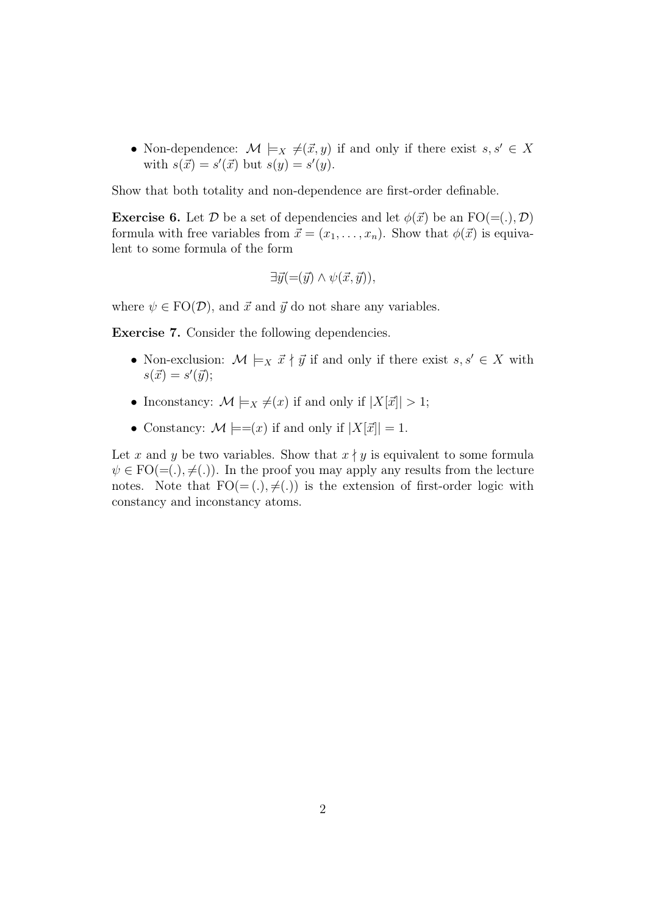- Non-dependence: $\mathcal{M} \models_X \neq\!(\vec{x}, y)$ if and only if there exist $s, s' \in X$ with $s(\vec{x}) = s'(\vec{x})$ but $s(y) = s'(y)$.

Show that both totality and non-dependence are first-order definable.

**Exercise 6.** Let $\mathcal{D}$ be a set of dependencies and let $\phi(\vec{x})$ be an $\mathrm{FO}(=\!(.), \mathcal{D})$ formula with free variables from $\vec{x} = (x_1, \ldots, x_n)$. Show that $\phi(\vec{x})$ is equivalent to some formula of the form

$$\exists \vec{y}(=\!(\vec{y}) \wedge \psi(\vec{x}, \vec{y})),$$

where $\psi \in \mathrm{FO}(\mathcal{D})$, and $\vec{x}$ and $\vec{y}$ do not share any variables.

**Exercise 7.** Consider the following dependencies.

- Non-exclusion: $\mathcal{M} \models_X \vec{x} \nmid \vec{y}$ if and only if there exist $s, s' \in X$ with $s(\vec{x}) = s'(\vec{y})$;
- Inconstancy: $\mathcal{M} \models_X \neq\!(x)$ if and only if $|X[\vec{x}]| > 1$;
- Constancy: $\mathcal{M} \models =\!(x)$ if and only if $|X[\vec{x}]| = 1$.

Let $x$ and $y$ be two variables. Show that $x \nmid y$ is equivalent to some formula $\psi \in \mathrm{FO}(=\!(.), \neq\!(.))$. In the proof you may apply any results from the lecture notes. Note that $\mathrm{FO}(=\!(.), \neq\!(.))$ is the extension of first-order logic with constancy and inconstancy atoms.